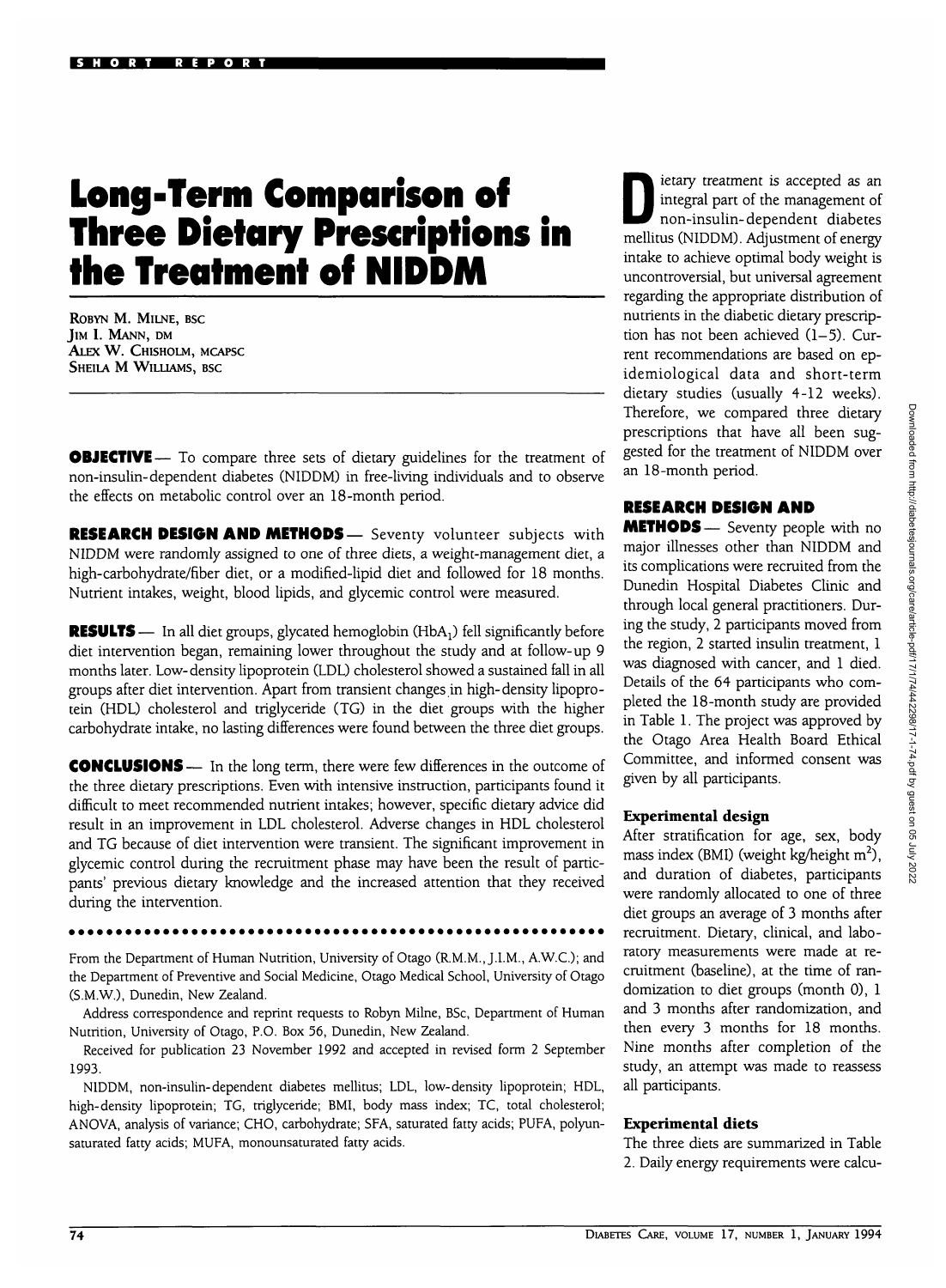SHORT REPORT

# Long-Term Comparison of Three Dietary Prescriptions in the Treatment of NIDDM

ROBYN M. MILNE, BSC
JIM I. MANN, DM
ALEX W. CHISHOLM, MCAPSC
SHEILA M WILLIAMS, BSC

**OBJECTIVE** — To compare three sets of dietary guidelines for the treatment of non-insulin-dependent diabetes (NIDDM) in free-living individuals and to observe the effects on metabolic control over an 18-month period.

**RESEARCH DESIGN AND METHODS** — Seventy volunteer subjects with NIDDM were randomly assigned to one of three diets, a weight-management diet, a high-carbohydrate/fiber diet, or a modified-lipid diet and followed for 18 months. Nutrient intakes, weight, blood lipids, and glycemic control were measured.

**RESULTS** — In all diet groups, glycated hemoglobin ($HbA_1$) fell significantly before diet intervention began, remaining lower throughout the study and at follow-up 9 months later. Low-density lipoprotein (LDL) cholesterol showed a sustained fall in all groups after diet intervention. Apart from transient changes in high-density lipoprotein (HDL) cholesterol and triglyceride (TG) in the diet groups with the higher carbohydrate intake, no lasting differences were found between the three diet groups.

**CONCLUSIONS** — In the long term, there were few differences in the outcome of the three dietary prescriptions. Even with intensive instruction, participants found it difficult to meet recommended nutrient intakes; however, specific dietary advice did result in an improvement in LDL cholesterol. Adverse changes in HDL cholesterol and TG because of diet intervention were transient. The significant improvement in glycemic control during the recruitment phase may have been the result of participants' previous dietary knowledge and the increased attention that they received during the intervention.

From the Department of Human Nutrition, University of Otago (R.M.M., J.I.M., A.W.C.); and the Department of Preventive and Social Medicine, Otago Medical School, University of Otago (S.M.W.), Dunedin, New Zealand.

Address correspondence and reprint requests to Robyn Milne, BSc, Department of Human Nutrition, University of Otago, P.O. Box 56, Dunedin, New Zealand.

Received for publication 23 November 1992 and accepted in revised form 2 September 1993.

NIDDM, non-insulin-dependent diabetes mellitus; LDL, low-density lipoprotein; HDL, high-density lipoprotein; TG, triglyceride; BMI, body mass index; TC, total cholesterol; ANOVA, analysis of variance; CHO, carbohydrate; SFA, saturated fatty acids; PUFA, polyunsaturated fatty acids; MUFA, monounsaturated fatty acids.

Dietary treatment is accepted as an integral part of the management of non-insulin-dependent diabetes mellitus (NIDDM). Adjustment of energy intake to achieve optimal body weight is uncontroversial, but universal agreement regarding the appropriate distribution of nutrients in the diabetic dietary prescription has not been achieved (1–5). Current recommendations are based on epidemiological data and short-term dietary studies (usually 4-12 weeks). Therefore, we compared three dietary prescriptions that have all been suggested for the treatment of NIDDM over an 18-month period.

## RESEARCH DESIGN AND METHODS

Seventy people with no major illnesses other than NIDDM and its complications were recruited from the Dunedin Hospital Diabetes Clinic and through local general practitioners. During the study, 2 participants moved from the region, 2 started insulin treatment, 1 was diagnosed with cancer, and 1 died. Details of the 64 participants who completed the 18-month study are provided in Table 1. The project was approved by the Otago Area Health Board Ethical Committee, and informed consent was given by all participants.

### Experimental design

After stratification for age, sex, body mass index (BMI) (weight kg/height $m^2$), and duration of diabetes, participants were randomly allocated to one of three diet groups an average of 3 months after recruitment. Dietary, clinical, and laboratory measurements were made at recruitment (baseline), at the time of randomization to diet groups (month 0), 1 and 3 months after randomization, and then every 3 months for 18 months. Nine months after completion of the study, an attempt was made to reassess all participants.

### Experimental diets

The three diets are summarized in Table 2. Daily energy requirements were calcu-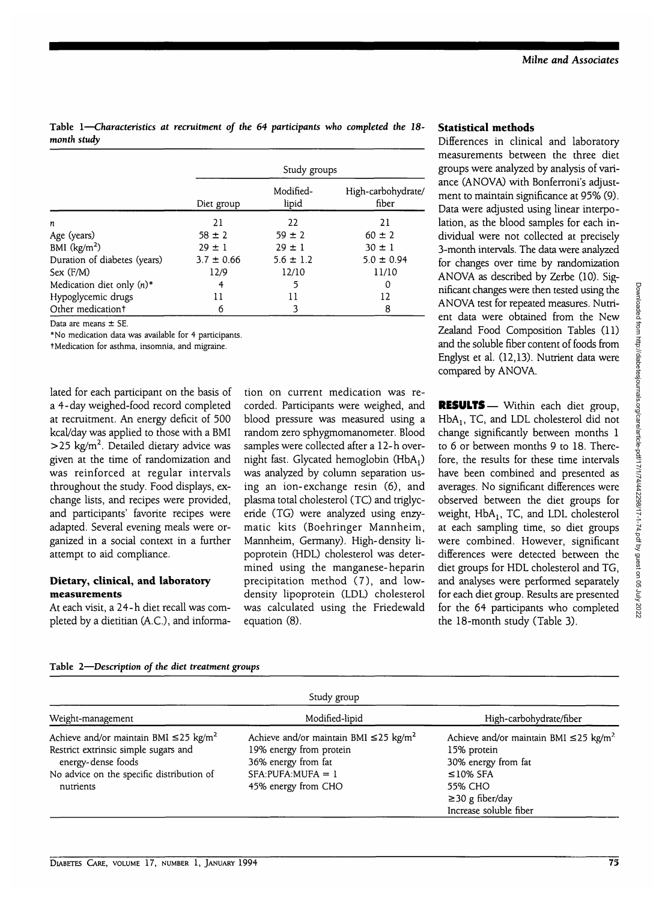Table 1—*Characteristics at recruitment of the 64 participants who completed the 18-month study*

| | Study groups | | |
|---|---|---|---|
| | Diet group | Modified-lipid | High-carbohydrate/fiber |
| $n$ | 21 | 22 | 21 |
| Age (years) | 58 ± 2 | 59 ± 2 | 60 ± 2 |
| BMI (kg/m$^2$) | 29 ± 1 | 29 ± 1 | 30 ± 1 |
| Duration of diabetes (years) | 3.7 ± 0.66 | 5.6 ± 1.2 | 5.0 ± 0.94 |
| Sex (F/M) | 12/9 | 12/10 | 11/10 |
| Medication diet only ($n$)* | 4 | 5 | 0 |
| Hypoglycemic drugs | 11 | 11 | 12 |
| Other medication† | 6 | 3 | 8 |

Data are means ± SE.

*No medication data was available for 4 participants.

†Medication for asthma, insomnia, and migraine.

lated for each participant on the basis of a 4-day weighed-food record completed at recruitment. An energy deficit of 500 kcal/day was applied to those with a BMI >25 kg/m$^2$. Detailed dietary advice was given at the time of randomization and was reinforced at regular intervals throughout the study. Food displays, exchange lists, and recipes were provided, and participants' favorite recipes were adapted. Several evening meals were organized in a social context in a further attempt to aid compliance.

### Dietary, clinical, and laboratory measurements

At each visit, a 24-h diet recall was completed by a dietitian (A.C.), and information on current medication was recorded. Participants were weighed, and blood pressure was measured using a random zero sphygmomanometer. Blood samples were collected after a 12-h overnight fast. Glycated hemoglobin ($HbA_1$) was analyzed by column separation using an ion-exchange resin (6), and plasma total cholesterol (TC) and triglyceride (TG) were analyzed using enzymatic kits (Boehringer Mannheim, Mannheim, Germany). High-density lipoprotein (HDL) cholesterol was determined using the manganese-heparin precipitation method (7), and low-density lipoprotein (LDL) cholesterol was calculated using the Friedewald equation (8).

### Statistical methods

Differences in clinical and laboratory measurements between the three diet groups were analyzed by analysis of variance (ANOVA) with Bonferroni's adjustment to maintain significance at 95% (9). Data were adjusted using linear interpolation, as the blood samples for each individual were not collected at precisely 3-month intervals. The data were analyzed for changes over time by randomization ANOVA as described by Zerbe (10). Significant changes were then tested using the ANOVA test for repeated measures. Nutrient data were obtained from the New Zealand Food Composition Tables (11) and the soluble fiber content of foods from Englyst et al. (12,13). Nutrient data were compared by ANOVA.

**RESULTS** — Within each diet group, $HbA_1$, TC, and LDL cholesterol did not change significantly between months 1 to 6 or between months 9 to 18. Therefore, the results for these time intervals have been combined and presented as averages. No significant differences were observed between the diet groups for weight, $HbA_1$, TC, and LDL cholesterol at each sampling time, so diet groups were combined. However, significant differences were detected between the diet groups for HDL cholesterol and TG, and analyses were performed separately for each diet group. Results are presented for the 64 participants who completed the 18-month study (Table 3).

Table 2—*Description of the diet treatment groups*

| Study group | | |
|---|---|---|
| Weight-management | Modified-lipid | High-carbohydrate/fiber |
| Achieve and/or maintain BMI ≤25 kg/m$^2$ | Achieve and/or maintain BMI ≤25 kg/m$^2$ | Achieve and/or maintain BMI ≤25 kg/m$^2$ |
| Restrict extrinsic simple sugars and energy-dense foods | 19% energy from protein | 15% protein |
| No advice on the specific distribution of nutrients | 36% energy from fat | 30% energy from fat |
| | SFA:PUFA:MUFA = 1 | ≤10% SFA |
| | 45% energy from CHO | 55% CHO |
| | | ≥30 g fiber/day |
| | | Increase soluble fiber |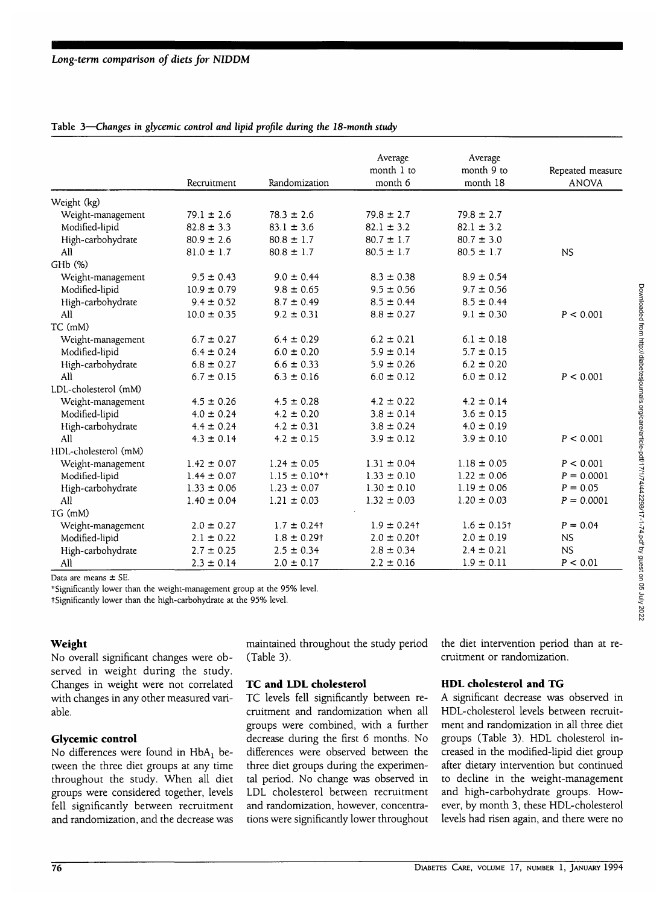**Table 3—*Changes in glycemic control and lipid profile during the 18-month study***

| | Recruitment | Randomization | Average month 1 to month 6 | Average month 9 to month 18 | Repeated measure ANOVA |
|---|---|---|---|---|---|
| Weight (kg) | | | | | |
| Weight-management | 79.1 ± 2.6 | 78.3 ± 2.6 | 79.8 ± 2.7 | 79.8 ± 2.7 | |
| Modified-lipid | 82.8 ± 3.3 | 83.1 ± 3.6 | 82.1 ± 3.2 | 82.1 ± 3.2 | |
| High-carbohydrate | 80.9 ± 2.6 | 80.8 ± 1.7 | 80.7 ± 1.7 | 80.7 ± 3.0 | |
| All | 81.0 ± 1.7 | 80.8 ± 1.7 | 80.5 ± 1.7 | 80.5 ± 1.7 | NS |
| GHb (%) | | | | | |
| Weight-management | 9.5 ± 0.43 | 9.0 ± 0.44 | 8.3 ± 0.38 | 8.9 ± 0.54 | |
| Modified-lipid | 10.9 ± 0.79 | 9.8 ± 0.65 | 9.5 ± 0.56 | 9.7 ± 0.56 | |
| High-carbohydrate | 9.4 ± 0.52 | 8.7 ± 0.49 | 8.5 ± 0.44 | 8.5 ± 0.44 | |
| All | 10.0 ± 0.35 | 9.2 ± 0.31 | 8.8 ± 0.27 | 9.1 ± 0.30 | $P < 0.001$ |
| TC (mM) | | | | | |
| Weight-management | 6.7 ± 0.27 | 6.4 ± 0.29 | 6.2 ± 0.21 | 6.1 ± 0.18 | |
| Modified-lipid | 6.4 ± 0.24 | 6.0 ± 0.20 | 5.9 ± 0.14 | 5.7 ± 0.15 | |
| High-carbohydrate | 6.8 ± 0.27 | 6.6 ± 0.33 | 5.9 ± 0.26 | 6.2 ± 0.20 | |
| All | 6.7 ± 0.15 | 6.3 ± 0.16 | 6.0 ± 0.12 | 6.0 ± 0.12 | $P < 0.001$ |
| LDL-cholesterol (mM) | | | | | |
| Weight-management | 4.5 ± 0.26 | 4.5 ± 0.28 | 4.2 ± 0.22 | 4.2 ± 0.14 | |
| Modified-lipid | 4.0 ± 0.24 | 4.2 ± 0.20 | 3.8 ± 0.14 | 3.6 ± 0.15 | |
| High-carbohydrate | 4.4 ± 0.24 | 4.2 ± 0.31 | 3.8 ± 0.24 | 4.0 ± 0.19 | |
| All | 4.3 ± 0.14 | 4.2 ± 0.15 | 3.9 ± 0.12 | 3.9 ± 0.10 | $P < 0.001$ |
| HDL-cholesterol (mM) | | | | | |
| Weight-management | 1.42 ± 0.07 | 1.24 ± 0.05 | 1.31 ± 0.04 | 1.18 ± 0.05 | $P < 0.001$ |
| Modified-lipid | 1.44 ± 0.07 | 1.15 ± 0.10*† | 1.33 ± 0.10 | 1.22 ± 0.06 | $P = 0.0001$ |
| High-carbohydrate | 1.33 ± 0.06 | 1.23 ± 0.07 | 1.30 ± 0.10 | 1.19 ± 0.06 | $P = 0.05$ |
| All | 1.40 ± 0.04 | 1.21 ± 0.03 | 1.32 ± 0.03 | 1.20 ± 0.03 | $P = 0.0001$ |
| TG (mM) | | | | | |
| Weight-management | 2.0 ± 0.27 | 1.7 ± 0.24† | 1.9 ± 0.24† | 1.6 ± 0.15† | $P = 0.04$ |
| Modified-lipid | 2.1 ± 0.22 | 1.8 ± 0.29† | 2.0 ± 0.20† | 2.0 ± 0.19 | NS |
| High-carbohydrate | 2.7 ± 0.25 | 2.5 ± 0.34 | 2.8 ± 0.34 | 2.4 ± 0.21 | NS |
| All | 2.3 ± 0.14 | 2.0 ± 0.17 | 2.2 ± 0.16 | 1.9 ± 0.11 | $P < 0.01$ |

Data are means ± SE.

*Significantly lower than the weight-management group at the 95% level.

†Significantly lower than the high-carbohydrate at the 95% level.

### Weight

No overall significant changes were observed in weight during the study. Changes in weight were not correlated with changes in any other measured variable.

### Glycemic control

No differences were found in $HbA_1$ between the three diet groups at any time throughout the study. When all diet groups were considered together, levels fell significantly between recruitment and randomization, and the decrease was maintained throughout the study period (Table 3).

### TC and LDL cholesterol

TC levels fell significantly between recruitment and randomization when all groups were combined, with a further decrease during the first 6 months. No differences were observed between the three diet groups during the experimental period. No change was observed in LDL cholesterol between recruitment and randomization, however, concentrations were significantly lower throughout the diet intervention period than at recruitment or randomization.

### HDL cholesterol and TG

A significant decrease was observed in HDL-cholesterol levels between recruitment and randomization in all three diet groups (Table 3). HDL cholesterol increased in the modified-lipid diet group after dietary intervention but continued to decline in the weight-management and high-carbohydrate groups. However, by month 3, these HDL-cholesterol levels had risen again, and there were no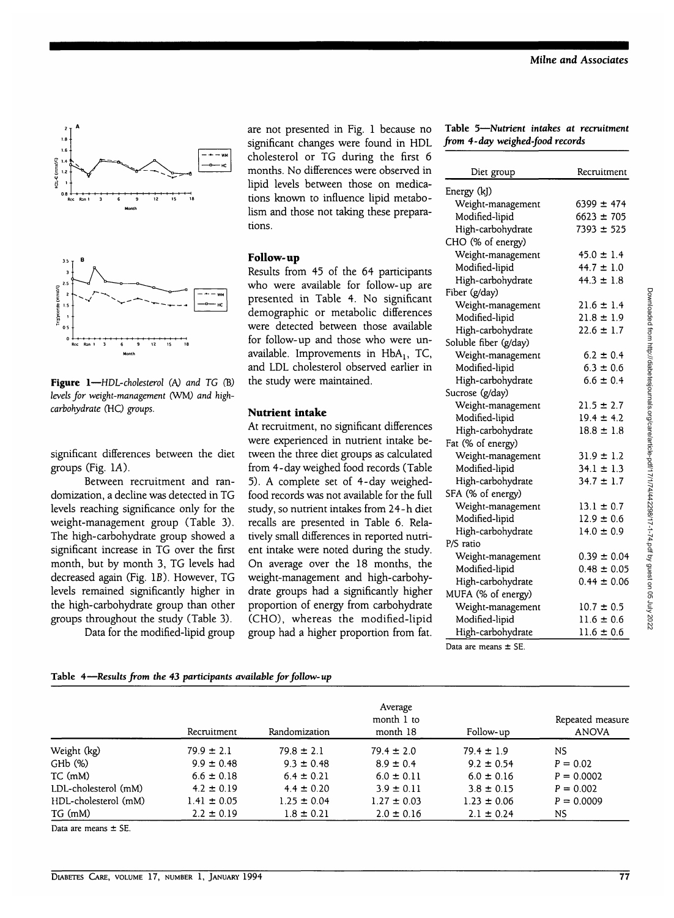Figure 1—*HDL-cholesterol (A) and TG (B) levels for weight-management (WM) and high-carbohydrate (HC) groups.*

significant differences between the diet groups (Fig. 1*A*).

Between recruitment and randomization, a decline was detected in TG levels reaching significance only for the weight-management group (Table 3). The high-carbohydrate group showed a significant increase in TG over the first month, but by month 3, TG levels had decreased again (Fig. 1*B*). However, TG levels remained significantly higher in the high-carbohydrate group than other groups throughout the study (Table 3).

Data for the modified-lipid group are not presented in Fig. 1 because no significant changes were found in HDL cholesterol or TG during the first 6 months. No differences were observed in lipid levels between those on medications known to influence lipid metabolism and those not taking these preparations.

## Follow-up

Results from 45 of the 64 participants who were available for follow-up are presented in Table 4. No significant demographic or metabolic differences were detected between those available for follow-up and those who were unavailable. Improvements in $HbA_1$, TC, and LDL cholesterol observed earlier in the study were maintained.

## Nutrient intake

At recruitment, no significant differences were experienced in nutrient intake between the three diet groups as calculated from 4-day weighed food records (Table 5). A complete set of 4-day weighed-food records was not available for the full study, so nutrient intakes from 24-h diet recalls are presented in Table 6. Relatively small differences in reported nutrient intake were noted during the study. On average over the 18 months, the weight-management and high-carbohydrate groups had a significantly higher proportion of energy from carbohydrate (CHO), whereas the modified-lipid group had a higher proportion from fat.

**Table 5**—*Nutrient intakes at recruitment from 4-day weighed-food records*

| Diet group | Recruitment |
|---|---|
| Energy (kJ) | |
| Weight-management | 6399 ± 474 |
| Modified-lipid | 6623 ± 705 |
| High-carbohydrate | 7393 ± 525 |
| CHO (% of energy) | |
| Weight-management | 45.0 ± 1.4 |
| Modified-lipid | 44.7 ± 1.0 |
| High-carbohydrate | 44.3 ± 1.8 |
| Fiber (g/day) | |
| Weight-management | 21.6 ± 1.4 |
| Modified-lipid | 21.8 ± 1.9 |
| High-carbohydrate | 22.6 ± 1.7 |
| Soluble fiber (g/day) | |
| Weight-management | 6.2 ± 0.4 |
| Modified-lipid | 6.3 ± 0.6 |
| High-carbohydrate | 6.6 ± 0.4 |
| Sucrose (g/day) | |
| Weight-management | 21.5 ± 2.7 |
| Modified-lipid | 19.4 ± 4.2 |
| High-carbohydrate | 18.8 ± 1.8 |
| Fat (% of energy) | |
| Weight-management | 31.9 ± 1.2 |
| Modified-lipid | 34.1 ± 1.3 |
| High-carbohydrate | 34.7 ± 1.7 |
| SFA (% of energy) | |
| Weight-management | 13.1 ± 0.7 |
| Modified-lipid | 12.9 ± 0.6 |
| High-carbohydrate | 14.0 ± 0.9 |
| P/S ratio | |
| Weight-management | 0.39 ± 0.04 |
| Modified-lipid | 0.48 ± 0.05 |
| High-carbohydrate | 0.44 ± 0.06 |
| MUFA (% of energy) | |
| Weight-management | 10.7 ± 0.5 |
| Modified-lipid | 11.6 ± 0.6 |
| High-carbohydrate | 11.6 ± 0.6 |

Data are means ± SE.

**Table 4**—*Results from the 43 participants available for follow-up*

| | Recruitment | Randomization | Average month 1 to month 18 | Follow-up | Repeated measure ANOVA |
|---|---|---|---|---|---|
| Weight (kg) | 79.9 ± 2.1 | 79.8 ± 2.1 | 79.4 ± 2.0 | 79.4 ± 1.9 | NS |
| GHb (%) | 9.9 ± 0.48 | 9.3 ± 0.48 | 8.9 ± 0.4 | 9.2 ± 0.54 | $P = 0.02$ |
| TC (mM) | 6.6 ± 0.18 | 6.4 ± 0.21 | 6.0 ± 0.11 | 6.0 ± 0.16 | $P = 0.0002$ |
| LDL-cholesterol (mM) | 4.2 ± 0.19 | 4.4 ± 0.20 | 3.9 ± 0.11 | 3.8 ± 0.15 | $P = 0.002$ |
| HDL-cholesterol (mM) | 1.41 ± 0.05 | 1.25 ± 0.04 | 1.27 ± 0.03 | 1.23 ± 0.06 | $P = 0.0009$ |
| TG (mM) | 2.2 ± 0.19 | 1.8 ± 0.21 | 2.0 ± 0.16 | 2.1 ± 0.24 | NS |

Data are means ± SE.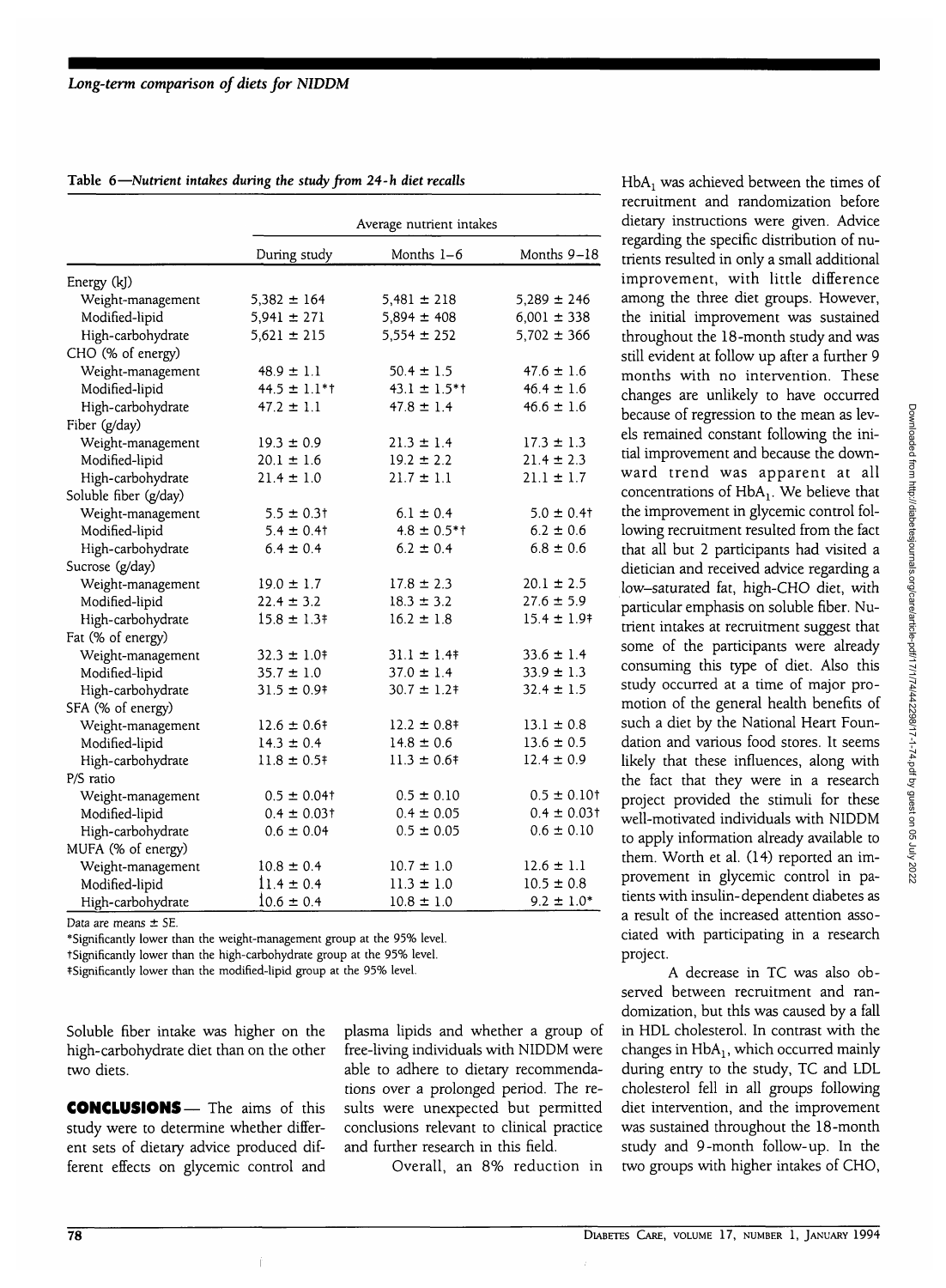**Table 6—Nutrient intakes during the study from 24-h diet recalls**

| | Average nutrient intakes | | |
|---|---|---|---|
| | During study | Months 1–6 | Months 9–18 |
| Energy (kJ) | | | |
| Weight-management | 5,382 ± 164 | 5,481 ± 218 | 5,289 ± 246 |
| Modified-lipid | 5,941 ± 271 | 5,894 ± 408 | 6,001 ± 338 |
| High-carbohydrate | 5,621 ± 215 | 5,554 ± 252 | 5,702 ± 366 |
| CHO (% of energy) | | | |
| Weight-management | 48.9 ± 1.1 | 50.4 ± 1.5 | 47.6 ± 1.6 |
| Modified-lipid | 44.5 ± 1.1*† | 43.1 ± 1.5*† | 46.4 ± 1.6 |
| High-carbohydrate | 47.2 ± 1.1 | 47.8 ± 1.4 | 46.6 ± 1.6 |
| Fiber (g/day) | | | |
| Weight-management | 19.3 ± 0.9 | 21.3 ± 1.4 | 17.3 ± 1.3 |
| Modified-lipid | 20.1 ± 1.6 | 19.2 ± 2.2 | 21.4 ± 2.3 |
| High-carbohydrate | 21.4 ± 1.0 | 21.7 ± 1.1 | 21.1 ± 1.7 |
| Soluble fiber (g/day) | | | |
| Weight-management | 5.5 ± 0.3† | 6.1 ± 0.4 | 5.0 ± 0.4† |
| Modified-lipid | 5.4 ± 0.4† | 4.8 ± 0.5*† | 6.2 ± 0.6 |
| High-carbohydrate | 6.4 ± 0.4 | 6.2 ± 0.4 | 6.8 ± 0.6 |
| Sucrose (g/day) | | | |
| Weight-management | 19.0 ± 1.7 | 17.8 ± 2.3 | 20.1 ± 2.5 |
| Modified-lipid | 22.4 ± 3.2 | 18.3 ± 3.2 | 27.6 ± 5.9 |
| High-carbohydrate | 15.8 ± 1.3‡ | 16.2 ± 1.8 | 15.4 ± 1.9‡ |
| Fat (% of energy) | | | |
| Weight-management | 32.3 ± 1.0‡ | 31.1 ± 1.4‡ | 33.6 ± 1.4 |
| Modified-lipid | 35.7 ± 1.0 | 37.0 ± 1.4 | 33.9 ± 1.3 |
| High-carbohydrate | 31.5 ± 0.9‡ | 30.7 ± 1.2‡ | 32.4 ± 1.5 |
| SFA (% of energy) | | | |
| Weight-management | 12.6 ± 0.6‡ | 12.2 ± 0.8‡ | 13.1 ± 0.8 |
| Modified-lipid | 14.3 ± 0.4 | 14.8 ± 0.6 | 13.6 ± 0.5 |
| High-carbohydrate | 11.8 ± 0.5‡ | 11.3 ± 0.6‡ | 12.4 ± 0.9 |
| P/S ratio | | | |
| Weight-management | 0.5 ± 0.04† | 0.5 ± 0.10 | 0.5 ± 0.10† |
| Modified-lipid | 0.4 ± 0.03† | 0.4 ± 0.05 | 0.4 ± 0.03† |
| High-carbohydrate | 0.6 ± 0.04 | 0.5 ± 0.05 | 0.6 ± 0.10 |
| MUFA (% of energy) | | | |
| Weight-management | 10.8 ± 0.4 | 10.7 ± 1.0 | 12.6 ± 1.1 |
| Modified-lipid | 11.4 ± 0.4 | 11.3 ± 1.0 | 10.5 ± 0.8 |
| High-carbohydrate | 10.6 ± 0.4 | 10.8 ± 1.0 | 9.2 ± 1.0* |

Data are means ± SE.
*Significantly lower than the weight-management group at the 95% level.
†Significantly lower than the high-carbohydrate group at the 95% level.
‡Significantly lower than the modified-lipid group at the 95% level.

Soluble fiber intake was higher on the high-carbohydrate diet than on the other two diets.

**CONCLUSIONS**— The aims of this study were to determine whether different sets of dietary advice produced different effects on glycemic control and plasma lipids and whether a group of free-living individuals with NIDDM were able to adhere to dietary recommendations over a prolonged period. The results were unexpected but permitted conclusions relevant to clinical practice and further research in this field.

Overall, an 8% reduction in $HbA_1$ was achieved between the times of recruitment and randomization before dietary instructions were given. Advice regarding the specific distribution of nutrients resulted in only a small additional improvement, with little difference among the three diet groups. However, the initial improvement was sustained throughout the 18-month study and was still evident at follow up after a further 9 months with no intervention. These changes are unlikely to have occurred because of regression to the mean as levels remained constant following the initial improvement and because the downward trend was apparent at all concentrations of $HbA_1$. We believe that the improvement in glycemic control following recruitment resulted from the fact that all but 2 participants had visited a dietician and received advice regarding a low–saturated fat, high-CHO diet, with particular emphasis on soluble fiber. Nutrient intakes at recruitment suggest that some of the participants were already consuming this type of diet. Also this study occurred at a time of major promotion of the general health benefits of such a diet by the National Heart Foundation and various food stores. It seems likely that these influences, along with the fact that they were in a research project provided the stimuli for these well-motivated individuals with NIDDM to apply information already available to them. Worth et al. (14) reported an improvement in glycemic control in patients with insulin-dependent diabetes as a result of the increased attention associated with participating in a research project.

A decrease in TC was also observed between recruitment and randomization, but this was caused by a fall in HDL cholesterol. In contrast with the changes in $HbA_1$, which occurred mainly during entry to the study, TC and LDL cholesterol fell in all groups following diet intervention, and the improvement was sustained throughout the 18-month study and 9-month follow-up. In the two groups with higher intakes of CHO,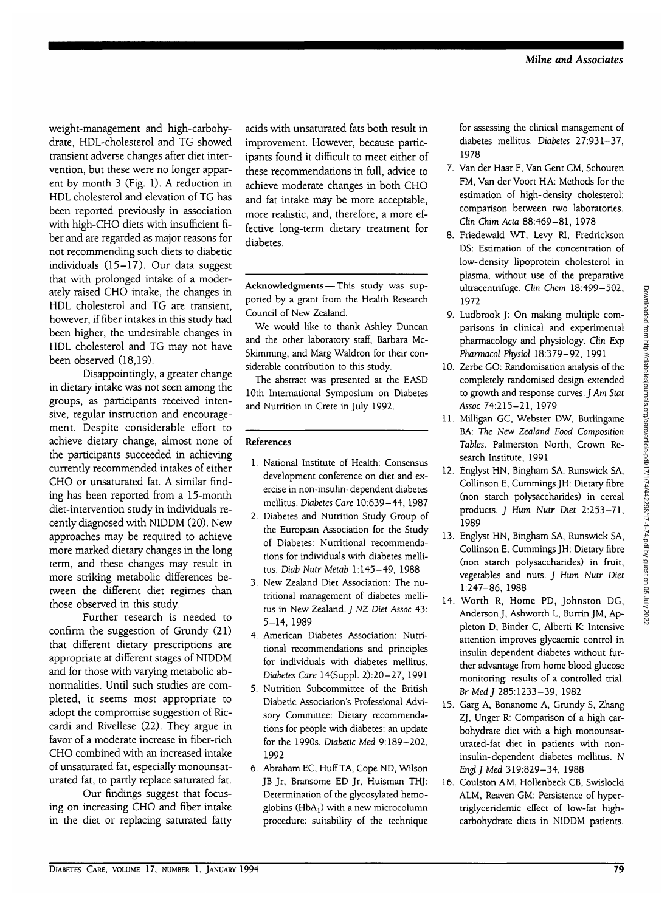weight-management and high-carbohydrate, HDL-cholesterol and TG showed transient adverse changes after diet intervention, but these were no longer apparent by month 3 (Fig. 1). A reduction in HDL cholesterol and elevation of TG has been reported previously in association with high-CHO diets with insufficient fiber and are regarded as major reasons for not recommending such diets to diabetic individuals (15–17). Our data suggest that with prolonged intake of a moderately raised CHO intake, the changes in HDL cholesterol and TG are transient, however, if fiber intakes in this study had been higher, the undesirable changes in HDL cholesterol and TG may not have been observed (18,19).

Disappointingly, a greater change in dietary intake was not seen among the groups, as participants received intensive, regular instruction and encouragement. Despite considerable effort to achieve dietary change, almost none of the participants succeeded in achieving currently recommended intakes of either CHO or unsaturated fat. A similar finding has been reported from a 15-month diet-intervention study in individuals recently diagnosed with NIDDM (20). New approaches may be required to achieve more marked dietary changes in the long term, and these changes may result in more striking metabolic differences between the different diet regimes than those observed in this study.

Further research is needed to confirm the suggestion of Grundy (21) that different dietary prescriptions are appropriate at different stages of NIDDM and for those with varying metabolic abnormalities. Until such studies are completed, it seems most appropriate to adopt the compromise suggestion of Riccardi and Rivellese (22). They argue in favor of a moderate increase in fiber-rich CHO combined with an increased intake of unsaturated fat, especially monounsaturated fat, to partly replace saturated fat.

Our findings suggest that focusing on increasing CHO and fiber intake in the diet or replacing saturated fatty acids with unsaturated fats both result in improvement. However, because participants found it difficult to meet either of these recommendations in full, advice to achieve moderate changes in both CHO and fat intake may be more acceptable, more realistic, and, therefore, a more effective long-term dietary treatment for diabetes.

**Acknowledgments**— This study was supported by a grant from the Health Research Council of New Zealand.

We would like to thank Ashley Duncan and the other laboratory staff, Barbara McSkimming, and Marg Waldron for their considerable contribution to this study.

The abstract was presented at the EASD 10th International Symposium on Diabetes and Nutrition in Crete in July 1992.

## References

1. National Institute of Health: Consensus development conference on diet and exercise in non-insulin-dependent diabetes mellitus. *Diabetes Care* 10:639–44, 1987
2. Diabetes and Nutrition Study Group of the European Association for the Study of Diabetes: Nutritional recommendations for individuals with diabetes mellitus. *Diab Nutr Metab* 1:145–49, 1988
3. New Zealand Diet Association: The nutritional management of diabetes mellitus in New Zealand. *J NZ Diet Assoc* 43: 5–14, 1989
4. American Diabetes Association: Nutritional recommendations and principles for individuals with diabetes mellitus. *Diabetes Care* 14(Suppl. 2):20–27, 1991
5. Nutrition Subcommittee of the British Diabetic Association's Professional Advisory Committee: Dietary recommendations for people with diabetes: an update for the 1990s. *Diabetic Med* 9:189–202, 1992
6. Abraham EC, Huff TA, Cope ND, Wilson JB Jr, Bransome ED Jr, Huisman THJ: Determination of the glycosylated hemoglobins ($HbA_1$) with a new microcolumn procedure: suitability of the technique for assessing the clinical management of diabetes mellitus. *Diabetes* 27:931–37, 1978
7. Van der Haar F, Van Gent CM, Schouten FM, Van der Voort HA: Methods for the estimation of high-density cholesterol: comparison between two laboratories. *Clin Chim Acta* 88:469–81, 1978
8. Friedewald WT, Levy RI, Fredrickson DS: Estimation of the concentration of low-density lipoprotein cholesterol in plasma, without use of the preparative ultracentrifuge. *Clin Chem* 18:499–502, 1972
9. Ludbrook J: On making multiple comparisons in clinical and experimental pharmacology and physiology. *Clin Exp Pharmacol Physiol* 18:379–92, 1991
10. Zerbe GO: Randomisation analysis of the completely randomised design extended to growth and response curves. *J Am Stat Assoc* 74:215–21, 1979
11. Milligan GC, Webster DW, Burlingame BA: *The New Zealand Food Composition Tables*. Palmerston North, Crown Research Institute, 1991
12. Englyst HN, Bingham SA, Runswick SA, Collinson E, Cummings JH: Dietary fibre (non starch polysaccharides) in cereal products. *J Hum Nutr Diet* 2:253–71, 1989
13. Englyst HN, Bingham SA, Runswick SA, Collinson E, Cummings JH: Dietary fibre (non starch polysaccharides) in fruit, vegetables and nuts. *J Hum Nutr Diet* 1:247–86, 1988
14. Worth R, Home PD, Johnston DG, Anderson J, Ashworth L, Burrin JM, Appleton D, Binder C, Alberti K: Intensive attention improves glycaemic control in insulin dependent diabetes without further advantage from home blood glucose monitoring: results of a controlled trial. *Br Med J* 285:1233–39, 1982
15. Garg A, Bonanome A, Grundy S, Zhang ZJ, Unger R: Comparison of a high carbohydrate diet with a high monounsaturated-fat diet in patients with non-insulin-dependent diabetes mellitus. *N Engl J Med* 319:829–34, 1988
16. Coulston AM, Hollenbeck CB, Swislocki ALM, Reaven GM: Persistence of hypertriglyceridemic effect of low-fat high-carbohydrate diets in NIDDM patients.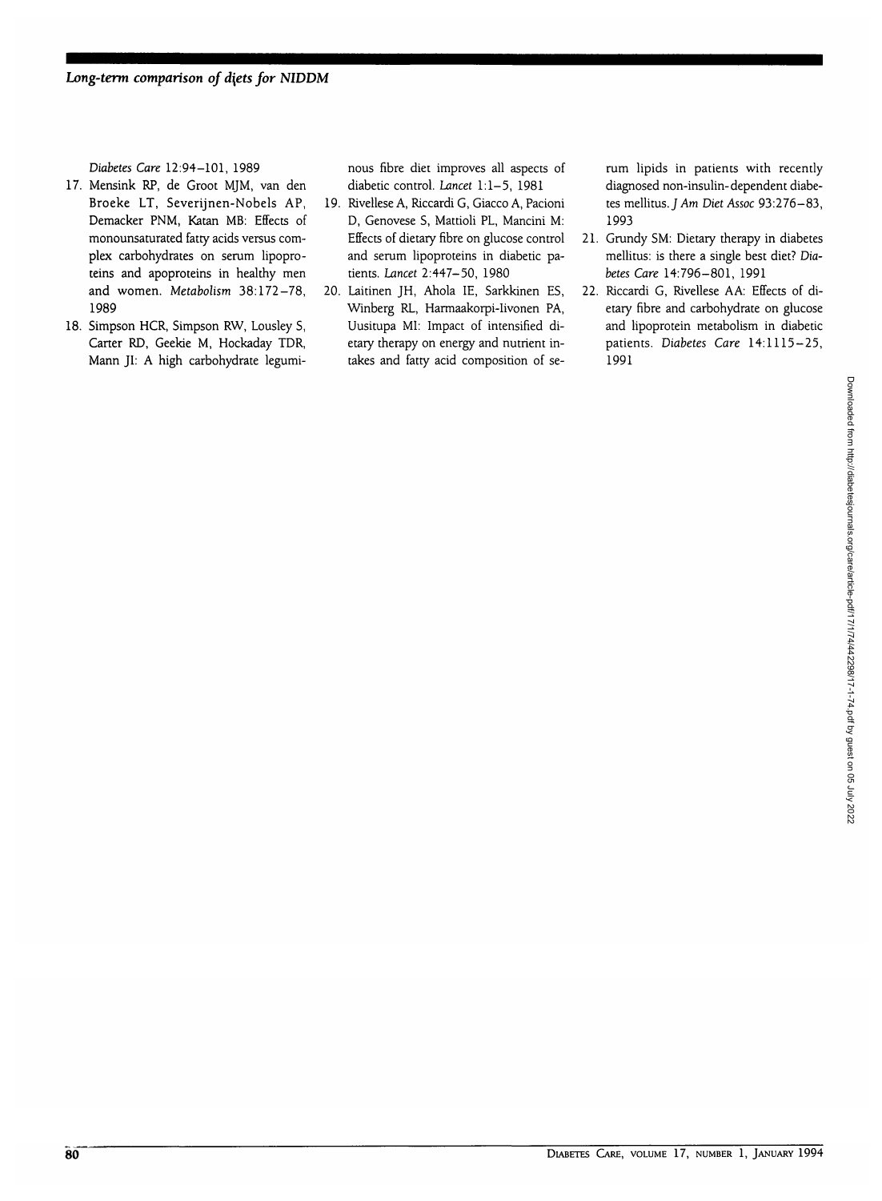Diabetes Care 12:94–101, 1989

17. Mensink RP, de Groot MJM, van den Broeke LT, Severijnen-Nobels AP, Demacker PNM, Katan MB: Effects of monounsaturated fatty acids versus complex carbohydrates on serum lipoproteins and apoproteins in healthy men and women. *Metabolism* 38:172–78, 1989
18. Simpson HCR, Simpson RW, Lousley S, Carter RD, Geekie M, Hockaday TDR, Mann JI: A high carbohydrate leguminous fibre diet improves all aspects of diabetic control. *Lancet* 1:1–5, 1981
19. Rivellese A, Riccardi G, Giacco A, Pacioni D, Genovese S, Mattioli PL, Mancini M: Effects of dietary fibre on glucose control and serum lipoproteins in diabetic patients. *Lancet* 2:447–50, 1980
20. Laitinen JH, Ahola IE, Sarkkinen ES, Winberg RL, Harmaakorpi-Iivonen PA, Uusitupa MI: Impact of intensified dietary therapy on energy and nutrient intakes and fatty acid composition of serum lipids in patients with recently diagnosed non-insulin-dependent diabetes mellitus. *J Am Diet Assoc* 93:276–83, 1993
21. Grundy SM: Dietary therapy in diabetes mellitus: is there a single best diet? *Diabetes Care* 14:796–801, 1991
22. Riccardi G, Rivellese AA: Effects of dietary fibre and carbohydrate on glucose and lipoprotein metabolism in diabetic patients. *Diabetes Care* 14:1115–25, 1991